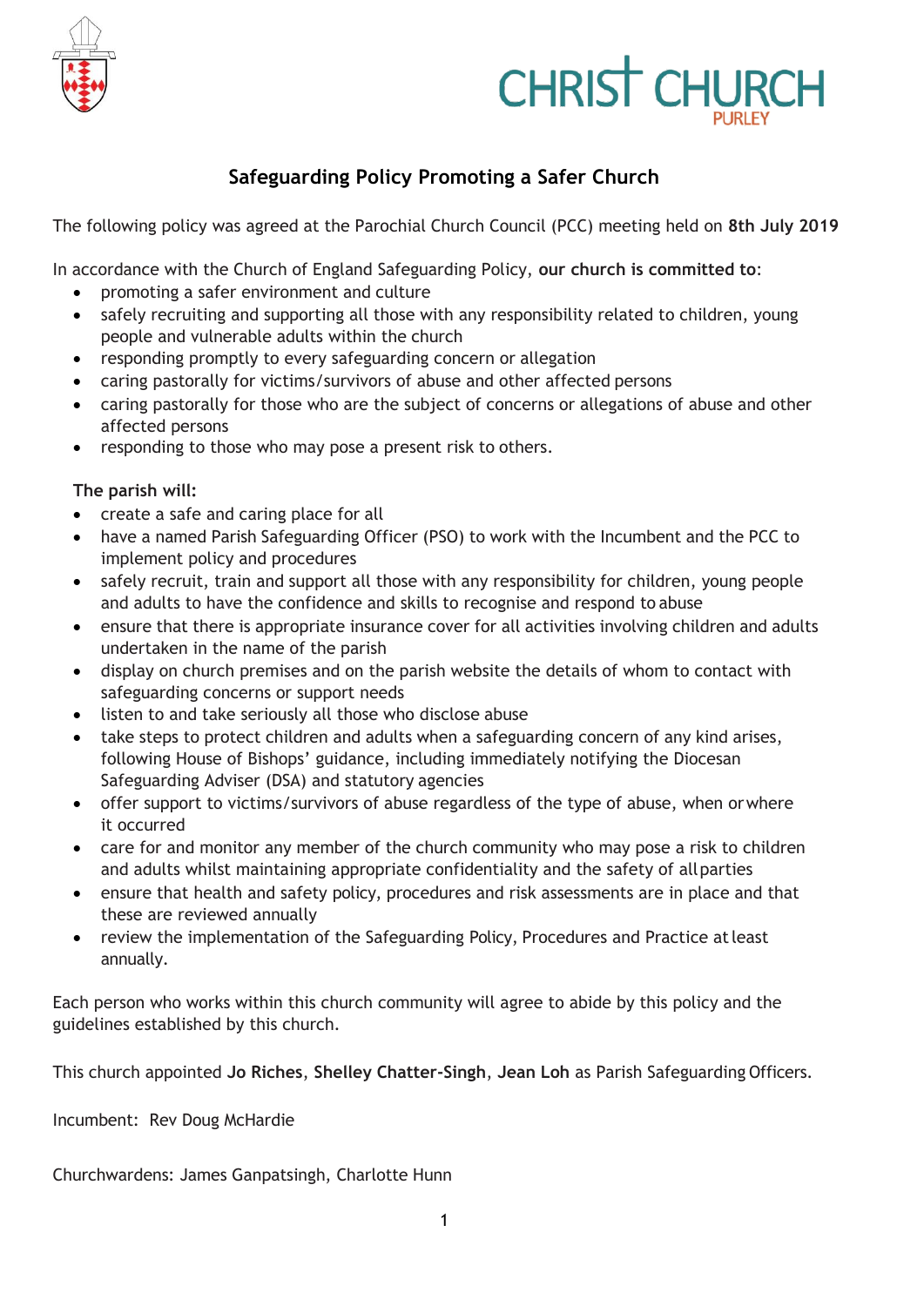CHRIST CHURCH
PURLEY

# Safeguarding Policy Promoting a Safer Church

The following policy was agreed at the Parochial Church Council (PCC) meeting held on **8th July 2019**

In accordance with the Church of England Safeguarding Policy, **our church is committed to**:

- promoting a safer environment and culture
- safely recruiting and supporting all those with any responsibility related to children, young people and vulnerable adults within the church
- responding promptly to every safeguarding concern or allegation
- caring pastorally for victims/survivors of abuse and other affected persons
- caring pastorally for those who are the subject of concerns or allegations of abuse and other affected persons
- responding to those who may pose a present risk to others.

**The parish will:**

- create a safe and caring place for all
- have a named Parish Safeguarding Officer (PSO) to work with the Incumbent and the PCC to implement policy and procedures
- safely recruit, train and support all those with any responsibility for children, young people and adults to have the confidence and skills to recognise and respond to abuse
- ensure that there is appropriate insurance cover for all activities involving children and adults undertaken in the name of the parish
- display on church premises and on the parish website the details of whom to contact with safeguarding concerns or support needs
- listen to and take seriously all those who disclose abuse
- take steps to protect children and adults when a safeguarding concern of any kind arises, following House of Bishops' guidance, including immediately notifying the Diocesan Safeguarding Adviser (DSA) and statutory agencies
- offer support to victims/survivors of abuse regardless of the type of abuse, when or where it occurred
- care for and monitor any member of the church community who may pose a risk to children and adults whilst maintaining appropriate confidentiality and the safety of all parties
- ensure that health and safety policy, procedures and risk assessments are in place and that these are reviewed annually
- review the implementation of the Safeguarding Policy, Procedures and Practice at least annually.

Each person who works within this church community will agree to abide by this policy and the guidelines established by this church.

This church appointed **Jo Riches**, **Shelley Chatter-Singh**, **Jean Loh** as Parish Safeguarding Officers.

Incumbent: Rev Doug McHardie

Churchwardens: James Ganpatsingh, Charlotte Hunn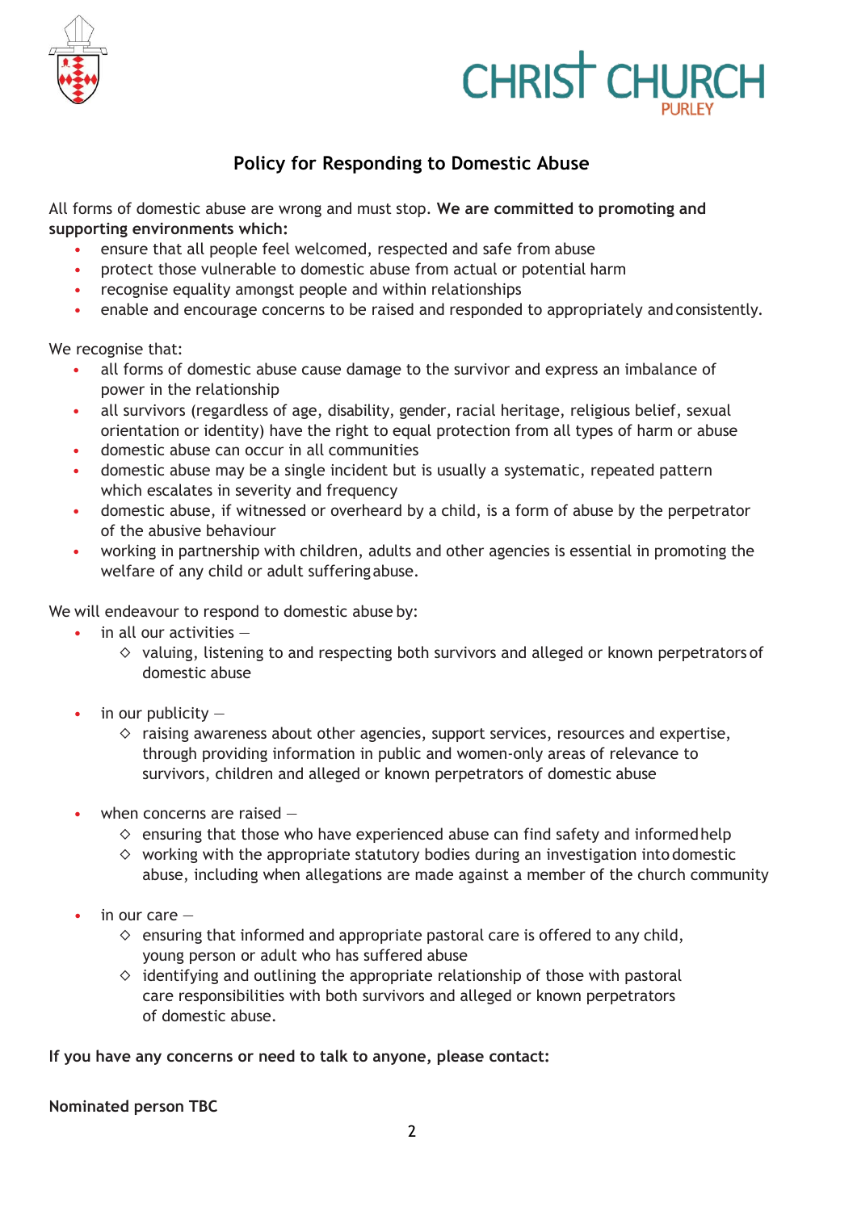CHRIST CHURCH PURLEY

# Policy for Responding to Domestic Abuse

All forms of domestic abuse are wrong and must stop. **We are committed to promoting and supporting environments which:**

- ensure that all people feel welcomed, respected and safe from abuse
- protect those vulnerable to domestic abuse from actual or potential harm
- recognise equality amongst people and within relationships
- enable and encourage concerns to be raised and responded to appropriately and consistently.

We recognise that:

- all forms of domestic abuse cause damage to the survivor and express an imbalance of power in the relationship
- all survivors (regardless of age, disability, gender, racial heritage, religious belief, sexual orientation or identity) have the right to equal protection from all types of harm or abuse
- domestic abuse can occur in all communities
- domestic abuse may be a single incident but is usually a systematic, repeated pattern which escalates in severity and frequency
- domestic abuse, if witnessed or overheard by a child, is a form of abuse by the perpetrator of the abusive behaviour
- working in partnership with children, adults and other agencies is essential in promoting the welfare of any child or adult suffering abuse.

We will endeavour to respond to domestic abuse by:

- in all our activities –
  - ◇ valuing, listening to and respecting both survivors and alleged or known perpetrators of domestic abuse
- in our publicity –
  - ◇ raising awareness about other agencies, support services, resources and expertise, through providing information in public and women-only areas of relevance to survivors, children and alleged or known perpetrators of domestic abuse
- when concerns are raised –
  - ◇ ensuring that those who have experienced abuse can find safety and informed help
  - ◇ working with the appropriate statutory bodies during an investigation into domestic abuse, including when allegations are made against a member of the church community
- in our care –
  - ◇ ensuring that informed and appropriate pastoral care is offered to any child, young person or adult who has suffered abuse
  - ◇ identifying and outlining the appropriate relationship of those with pastoral care responsibilities with both survivors and alleged or known perpetrators of domestic abuse.

**If you have any concerns or need to talk to anyone, please contact:**

**Nominated person TBC**